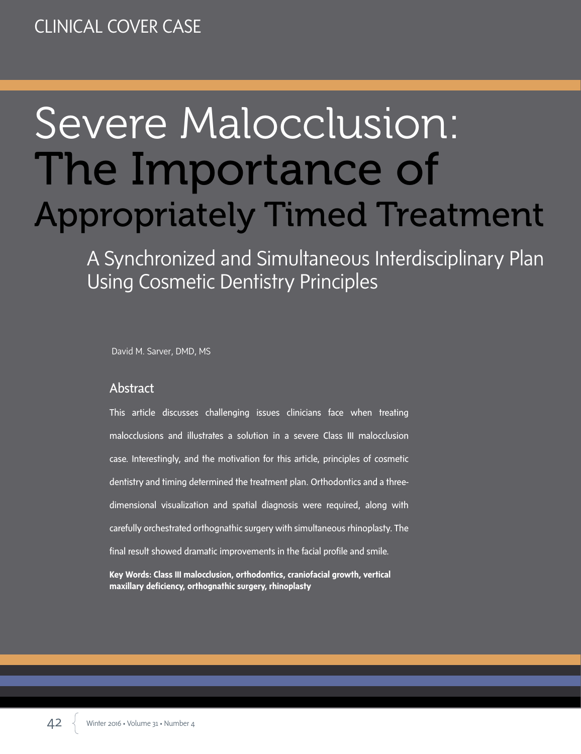CLINICAL COVER CASE

# Severe Malocclusion: The Importance of Appropriately Timed Treatment

## A Synchronized and Simultaneous Interdisciplinary Plan Using Cosmetic Dentistry Principles

David M. Sarver, DMD, MS

### Abstract

This article discusses challenging issues clinicians face when treating malocclusions and illustrates a solution in a severe Class III malocclusion case. Interestingly, and the motivation for this article, principles of cosmetic dentistry and timing determined the treatment plan. Orthodontics and a three-dimensional visualization and spatial diagnosis were required, along with carefully orchestrated orthognathic surgery with simultaneous rhinoplasty. The final result showed dramatic improvements in the facial profile and smile.

**Key Words: Class III malocclusion, orthodontics, craniofacial growth, vertical maxillary deficiency, orthognathic surgery, rhinoplasty**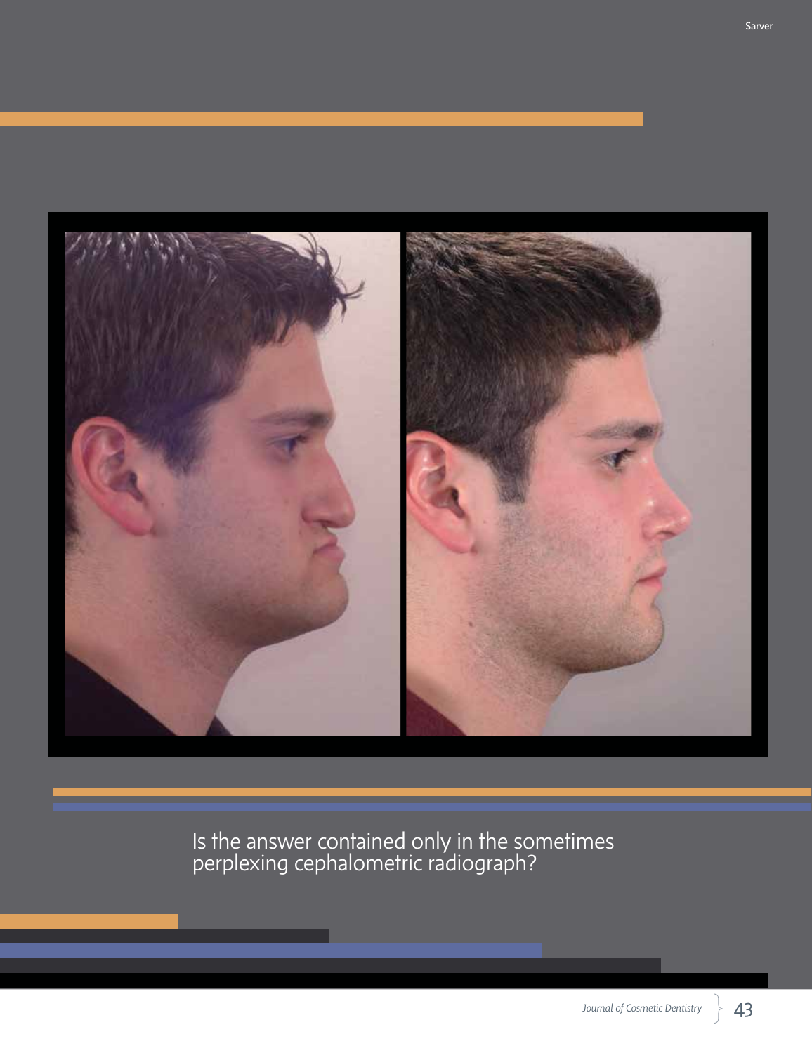Is the answer contained only in the sometimes perplexing cephalometric radiograph?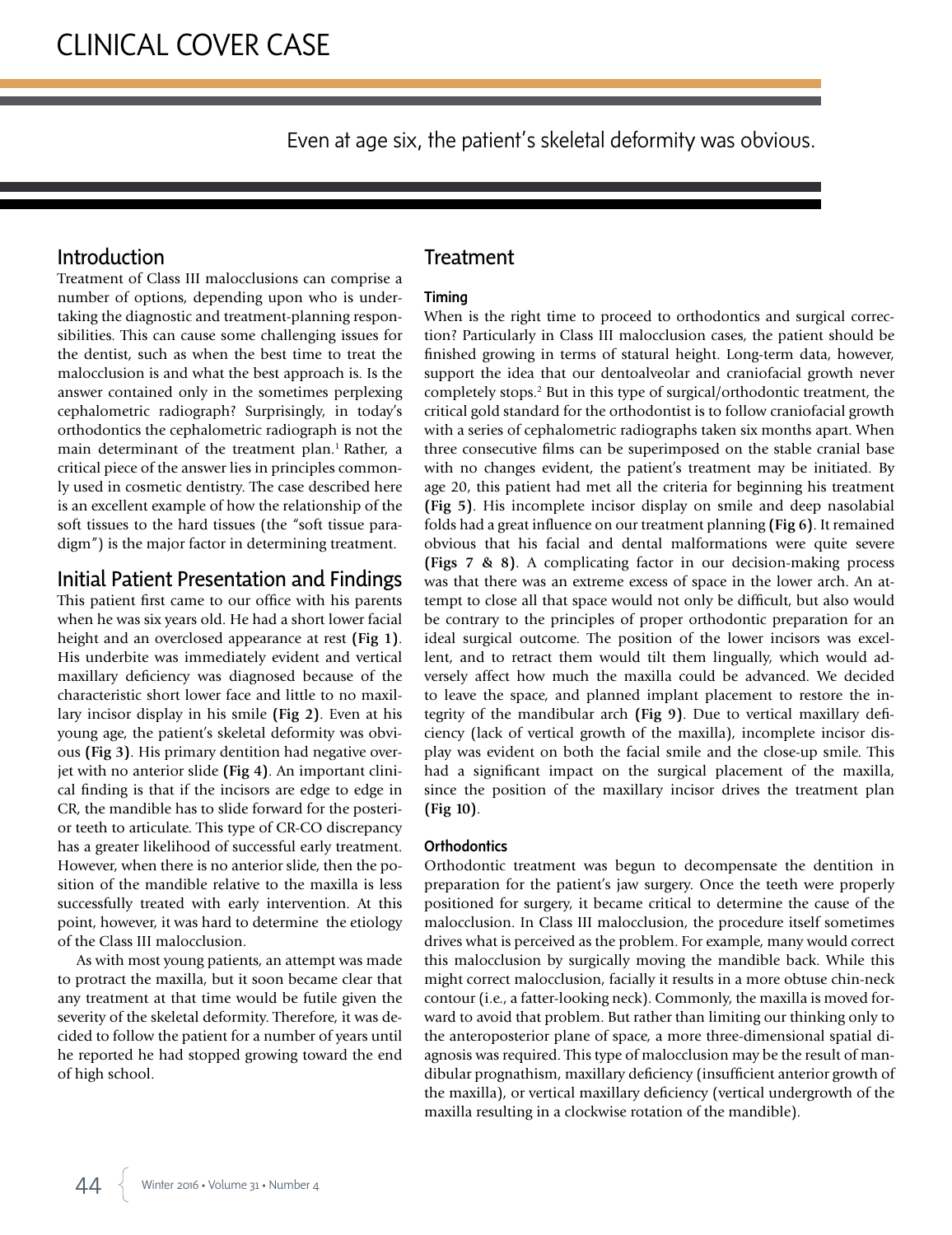# CLINICAL COVER CASE

Even at age six, the patient's skeletal deformity was obvious.

## Introduction

Treatment of Class III malocclusions can comprise a number of options, depending upon who is undertaking the diagnostic and treatment-planning responsibilities. This can cause some challenging issues for the dentist, such as when the best time to treat the malocclusion is and what the best approach is. Is the answer contained only in the sometimes perplexing cephalometric radiograph? Surprisingly, in today's orthodontics the cephalometric radiograph is not the main determinant of the treatment plan.[1] Rather, a critical piece of the answer lies in principles commonly used in cosmetic dentistry. The case described here is an excellent example of how the relationship of the soft tissues to the hard tissues (the "soft tissue paradigm") is the major factor in determining treatment.

## Initial Patient Presentation and Findings

This patient first came to our office with his parents when he was six years old. He had a short lower facial height and an overclosed appearance at rest **(Fig 1)**. His underbite was immediately evident and vertical maxillary deficiency was diagnosed because of the characteristic short lower face and little to no maxillary incisor display in his smile **(Fig 2)**. Even at his young age, the patient's skeletal deformity was obvious **(Fig 3)**. His primary dentition had negative overjet with no anterior slide **(Fig 4)**. An important clinical finding is that if the incisors are edge to edge in CR, the mandible has to slide forward for the posterior teeth to articulate. This type of CR-CO discrepancy has a greater likelihood of successful early treatment. However, when there is no anterior slide, then the position of the mandible relative to the maxilla is less successfully treated with early intervention. At this point, however, it was hard to determine the etiology of the Class III malocclusion.

As with most young patients, an attempt was made to protract the maxilla, but it soon became clear that any treatment at that time would be futile given the severity of the skeletal deformity. Therefore, it was decided to follow the patient for a number of years until he reported he had stopped growing toward the end of high school.

## Treatment

### Timing

When is the right time to proceed to orthodontics and surgical correction? Particularly in Class III malocclusion cases, the patient should be finished growing in terms of statural height. Long-term data, however, support the idea that our dentoalveolar and craniofacial growth never completely stops.[2] But in this type of surgical/orthodontic treatment, the critical gold standard for the orthodontist is to follow craniofacial growth with a series of cephalometric radiographs taken six months apart. When three consecutive films can be superimposed on the stable cranial base with no changes evident, the patient's treatment may be initiated. By age 20, this patient had met all the criteria for beginning his treatment **(Fig 5)**. His incomplete incisor display on smile and deep nasolabial folds had a great influence on our treatment planning **(Fig 6)**. It remained obvious that his facial and dental malformations were quite severe **(Figs 7 & 8)**. A complicating factor in our decision-making process was that there was an extreme excess of space in the lower arch. An attempt to close all that space would not only be difficult, but also would be contrary to the principles of proper orthodontic preparation for an ideal surgical outcome. The position of the lower incisors was excellent, and to retract them would tilt them lingually, which would adversely affect how much the maxilla could be advanced. We decided to leave the space, and planned implant placement to restore the integrity of the mandibular arch **(Fig 9)**. Due to vertical maxillary deficiency (lack of vertical growth of the maxilla), incomplete incisor display was evident on both the facial smile and the close-up smile. This had a significant impact on the surgical placement of the maxilla, since the position of the maxillary incisor drives the treatment plan **(Fig 10)**.

### Orthodontics

Orthodontic treatment was begun to decompensate the dentition in preparation for the patient's jaw surgery. Once the teeth were properly positioned for surgery, it became critical to determine the cause of the malocclusion. In Class III malocclusion, the procedure itself sometimes drives what is perceived as the problem. For example, many would correct this malocclusion by surgically moving the mandible back. While this might correct malocclusion, facially it results in a more obtuse chin-neck contour (i.e., a fatter-looking neck). Commonly, the maxilla is moved forward to avoid that problem. But rather than limiting our thinking only to the anteroposterior plane of space, a more three-dimensional spatial diagnosis was required. This type of malocclusion may be the result of mandibular prognathism, maxillary deficiency (insufficient anterior growth of the maxilla), or vertical maxillary deficiency (vertical undergrowth of the maxilla resulting in a clockwise rotation of the mandible).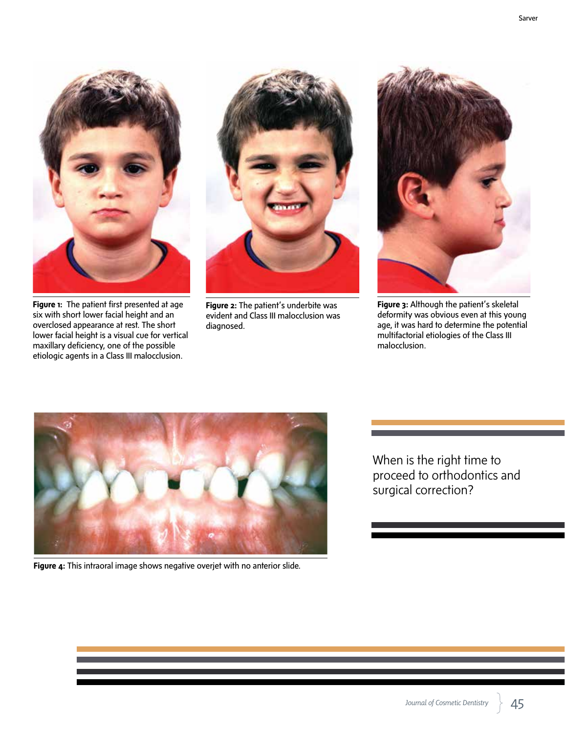**Figure 1:** The patient first presented at age six with short lower facial height and an overclosed appearance at rest. The short lower facial height is a visual cue for vertical maxillary deficiency, one of the possible etiologic agents in a Class III malocclusion.

**Figure 2:** The patient's underbite was evident and Class III malocclusion was diagnosed.

**Figure 3:** Although the patient's skeletal deformity was obvious even at this young age, it was hard to determine the potential multifactorial etiologies of the Class III malocclusion.

**Figure 4:** This intraoral image shows negative overjet with no anterior slide.

When is the right time to proceed to orthodontics and surgical correction?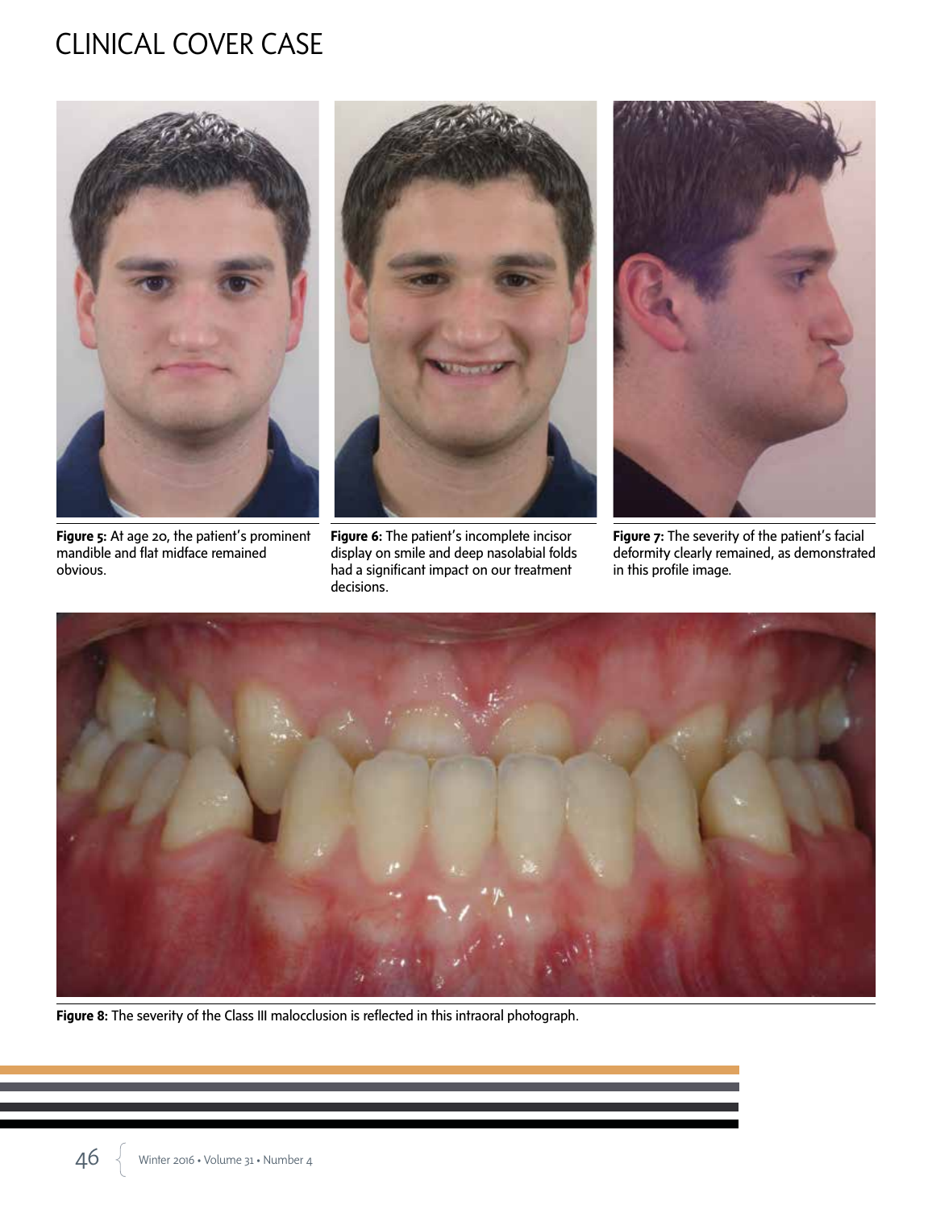# CLINICAL COVER CASE

**Figure 5:** At age 20, the patient's prominent mandible and flat midface remained obvious.

**Figure 6:** The patient's incomplete incisor display on smile and deep nasolabial folds had a significant impact on our treatment decisions.

**Figure 7:** The severity of the patient's facial deformity clearly remained, as demonstrated in this profile image.

**Figure 8:** The severity of the Class III malocclusion is reflected in this intraoral photograph.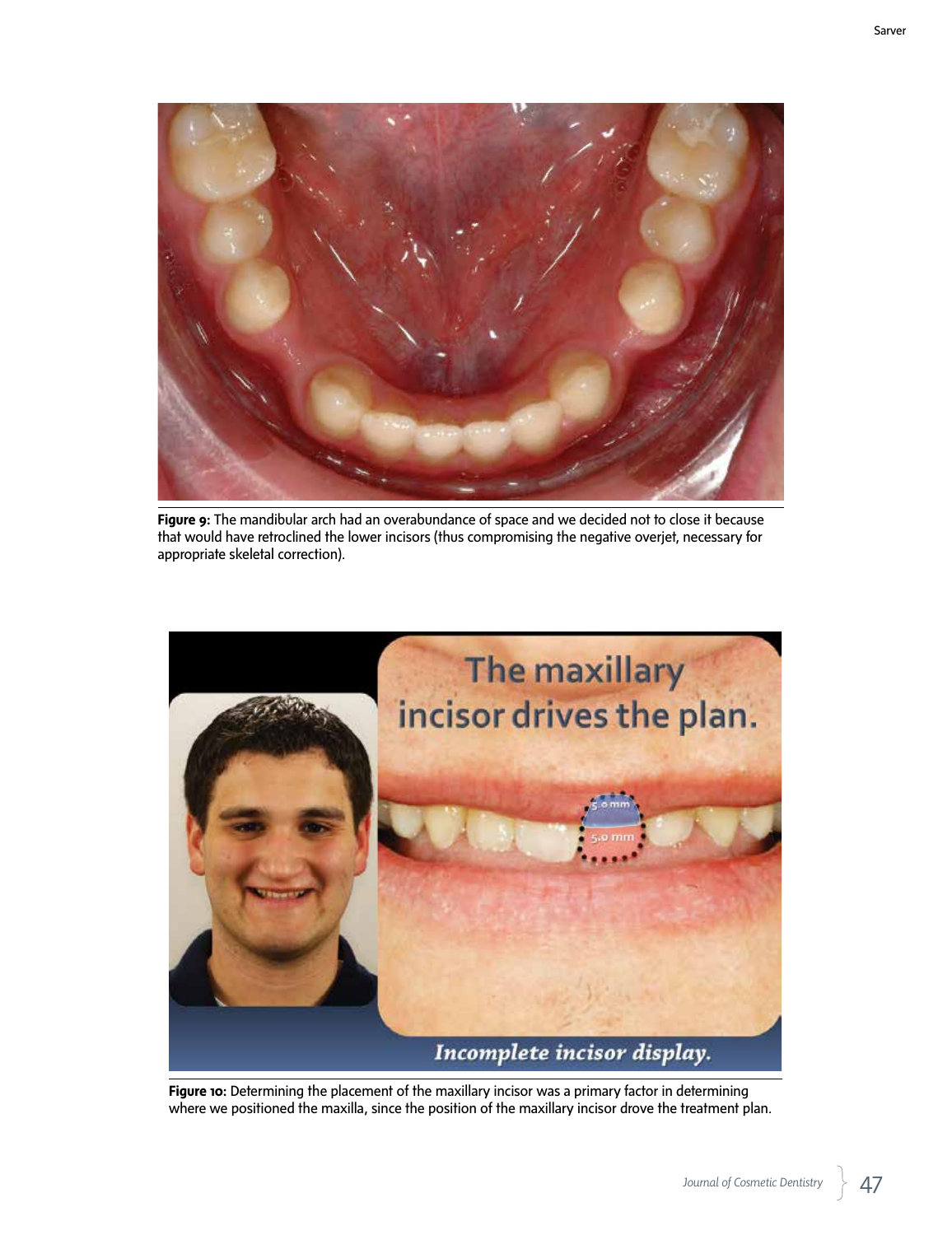**Figure 9:** The mandibular arch had an overabundance of space and we decided not to close it because that would have retroclined the lower incisors (thus compromising the negative overjet, necessary for appropriate skeletal correction).

**Figure 10:** Determining the placement of the maxillary incisor was a primary factor in determining where we positioned the maxilla, since the position of the maxillary incisor drove the treatment plan.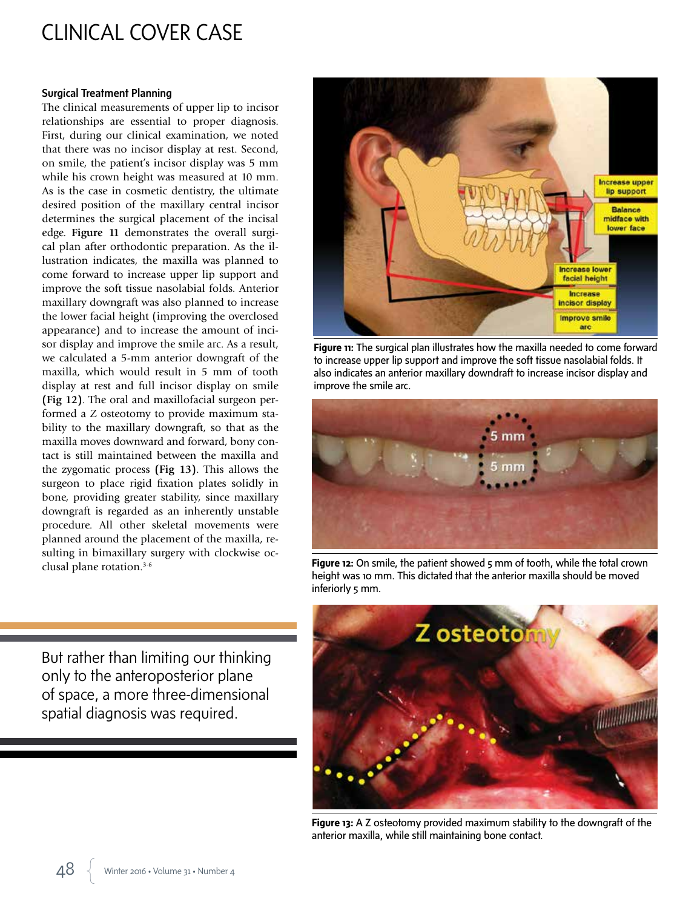## Surgical Treatment Planning

The clinical measurements of upper lip to incisor relationships are essential to proper diagnosis. First, during our clinical examination, we noted that there was no incisor display at rest. Second, on smile, the patient's incisor display was 5 mm while his crown height was measured at 10 mm. As is the case in cosmetic dentistry, the ultimate desired position of the maxillary central incisor determines the surgical placement of the incisal edge. **Figure 11** demonstrates the overall surgical plan after orthodontic preparation. As the illustration indicates, the maxilla was planned to come forward to increase upper lip support and improve the soft tissue nasolabial folds. Anterior maxillary downgraft was also planned to increase the lower facial height (improving the overclosed appearance) and to increase the amount of incisor display and improve the smile arc. As a result, we calculated a 5-mm anterior downgraft of the maxilla, which would result in 5 mm of tooth display at rest and full incisor display on smile **(Fig 12)**. The oral and maxillofacial surgeon performed a Z osteotomy to provide maximum stability to the maxillary downgraft, so that as the maxilla moves downward and forward, bony contact is still maintained between the maxilla and the zygomatic process **(Fig 13)**. This allows the surgeon to place rigid fixation plates solidly in bone, providing greater stability, since maxillary downgraft is regarded as an inherently unstable procedure. All other skeletal movements were planned around the placement of the maxilla, resulting in bimaxillary surgery with clockwise occlusal plane rotation.[3-6]

But rather than limiting our thinking only to the anteroposterior plane of space, a more three-dimensional spatial diagnosis was required.

Increase upper lip support
Balance midface with lower face
Increase lower facial height
Increase incisor display
Improve smile arc

**Figure 11:** The surgical plan illustrates how the maxilla needed to come forward to increase upper lip support and improve the soft tissue nasolabial folds. It also indicates an anterior maxillary downdraft to increase incisor display and improve the smile arc.

5 mm
5 mm

**Figure 12:** On smile, the patient showed 5 mm of tooth, while the total crown height was 10 mm. This dictated that the anterior maxilla should be moved inferiorly 5 mm.

Z osteotomy

**Figure 13:** A Z osteotomy provided maximum stability to the downgraft of the anterior maxilla, while still maintaining bone contact.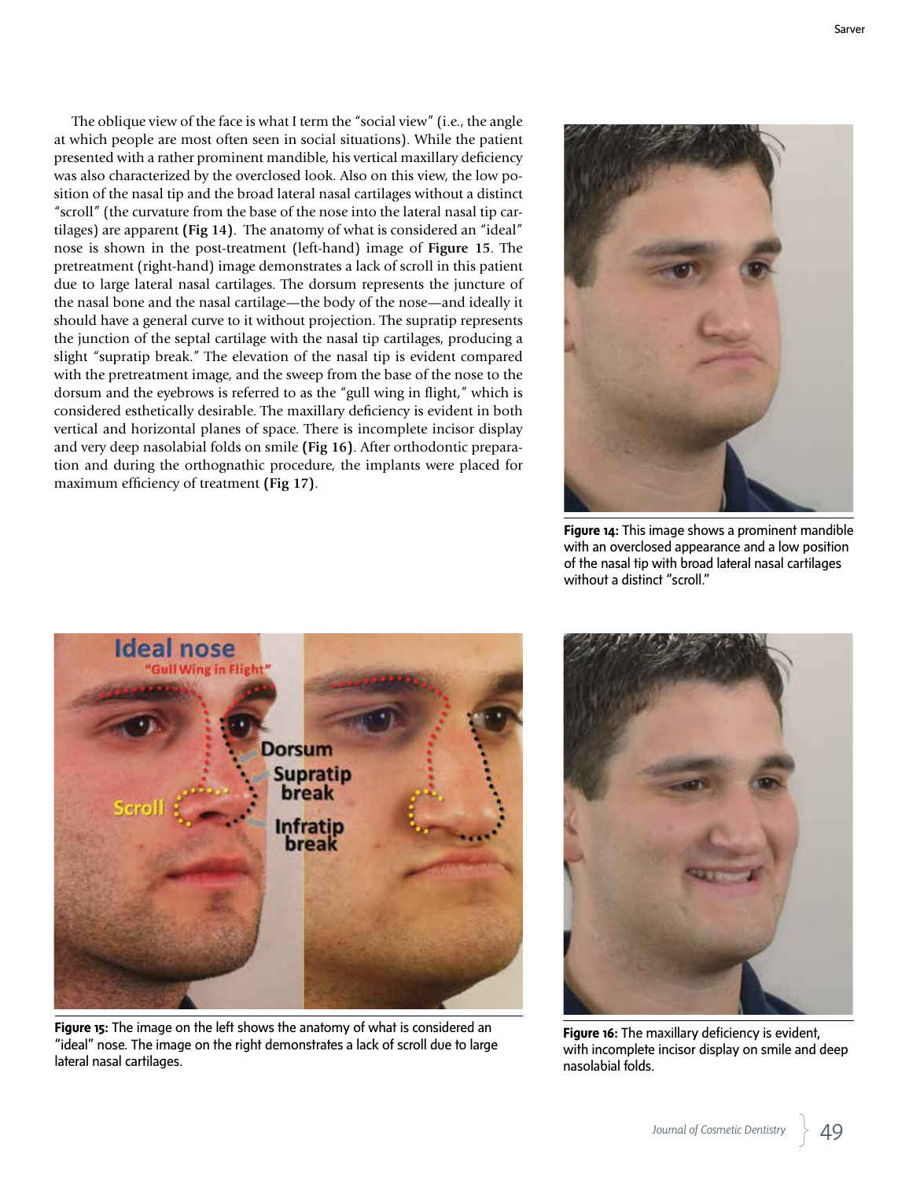The oblique view of the face is what I term the "social view" (i.e., the angle at which people are most often seen in social situations). While the patient presented with a rather prominent mandible, his vertical maxillary deficiency was also characterized by the overclosed look. Also on this view, the low position of the nasal tip and the broad lateral nasal cartilages without a distinct "scroll" (the curvature from the base of the nose into the lateral nasal tip cartilages) are apparent **(Fig 14)**. The anatomy of what is considered an "ideal" nose is shown in the post-treatment (left-hand) image of **Figure 15**. The pretreatment (right-hand) image demonstrates a lack of scroll in this patient due to large lateral nasal cartilages. The dorsum represents the juncture of the nasal bone and the nasal cartilage—the body of the nose—and ideally it should have a general curve to it without projection. The supratip represents the junction of the septal cartilage with the nasal tip cartilages, producing a slight "supratip break." The elevation of the nasal tip is evident compared with the pretreatment image, and the sweep from the base of the nose to the dorsum and the eyebrows is referred to as the "gull wing in flight," which is considered esthetically desirable. The maxillary deficiency is evident in both vertical and horizontal planes of space. There is incomplete incisor display and very deep nasolabial folds on smile **(Fig 16)**. After orthodontic preparation and during the orthognathic procedure, the implants were placed for maximum efficiency of treatment **(Fig 17)**.

**Figure 14:** This image shows a prominent mandible with an overclosed appearance and a low position of the nasal tip with broad lateral nasal cartilages without a distinct "scroll."

Ideal nose
"Gull Wing in Flight"
Dorsum
Supratip break
Infratip break
Scroll

**Figure 15:** The image on the left shows the anatomy of what is considered an "ideal" nose. The image on the right demonstrates a lack of scroll due to large lateral nasal cartilages.

**Figure 16:** The maxillary deficiency is evident, with incomplete incisor display on smile and deep nasolabial folds.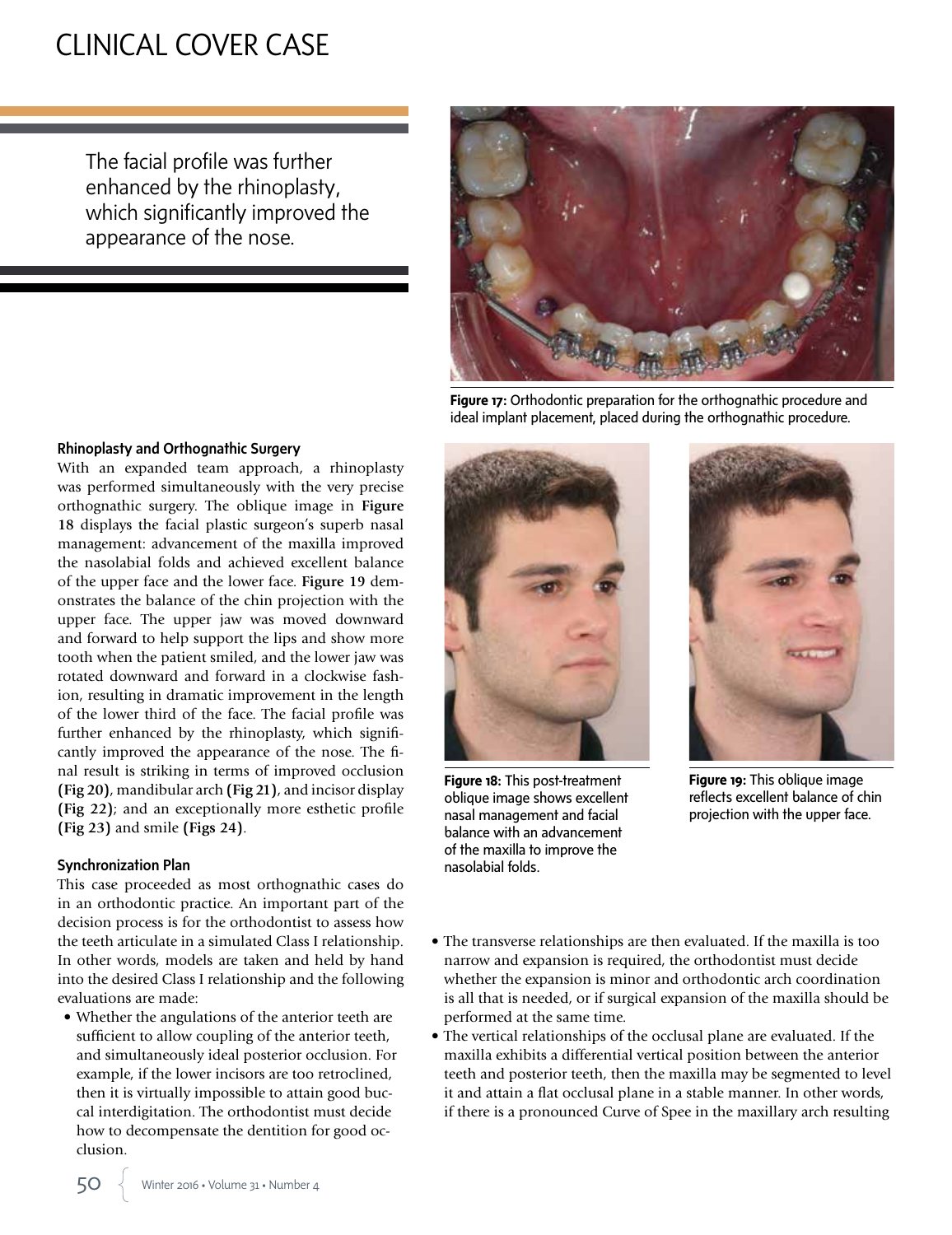The facial profile was further enhanced by the rhinoplasty, which significantly improved the appearance of the nose.

**Figure 17:** Orthodontic preparation for the orthognathic procedure and ideal implant placement, placed during the orthognathic procedure.

### Rhinoplasty and Orthognathic Surgery

With an expanded team approach, a rhinoplasty was performed simultaneously with the very precise orthognathic surgery. The oblique image in **Figure 18** displays the facial plastic surgeon's superb nasal management: advancement of the maxilla improved the nasolabial folds and achieved excellent balance of the upper face and the lower face. **Figure 19** demonstrates the balance of the chin projection with the upper face. The upper jaw was moved downward and forward to help support the lips and show more tooth when the patient smiled, and the lower jaw was rotated downward and forward in a clockwise fashion, resulting in dramatic improvement in the length of the lower third of the face. The facial profile was further enhanced by the rhinoplasty, which significantly improved the appearance of the nose. The final result is striking in terms of improved occlusion **(Fig 20)**, mandibular arch **(Fig 21)**, and incisor display **(Fig 22)**; and an exceptionally more esthetic profile **(Fig 23)** and smile **(Figs 24)**.

**Figure 18:** This post-treatment oblique image shows excellent nasal management and facial balance with an advancement of the maxilla to improve the nasolabial folds.

**Figure 19:** This oblique image reflects excellent balance of chin projection with the upper face.

### Synchronization Plan

This case proceeded as most orthognathic cases do in an orthodontic practice. An important part of the decision process is for the orthodontist to assess how the teeth articulate in a simulated Class I relationship. In other words, models are taken and held by hand into the desired Class I relationship and the following evaluations are made:

- Whether the angulations of the anterior teeth are sufficient to allow coupling of the anterior teeth, and simultaneously ideal posterior occlusion. For example, if the lower incisors are too retroclined, then it is virtually impossible to attain good buccal interdigitation. The orthodontist must decide how to decompensate the dentition for good occlusion.
- The transverse relationships are then evaluated. If the maxilla is too narrow and expansion is required, the orthodontist must decide whether the expansion is minor and orthodontic arch coordination is all that is needed, or if surgical expansion of the maxilla should be performed at the same time.
- The vertical relationships of the occlusal plane are evaluated. If the maxilla exhibits a differential vertical position between the anterior teeth and posterior teeth, then the maxilla may be segmented to level it and attain a flat occlusal plane in a stable manner. In other words, if there is a pronounced Curve of Spee in the maxillary arch resulting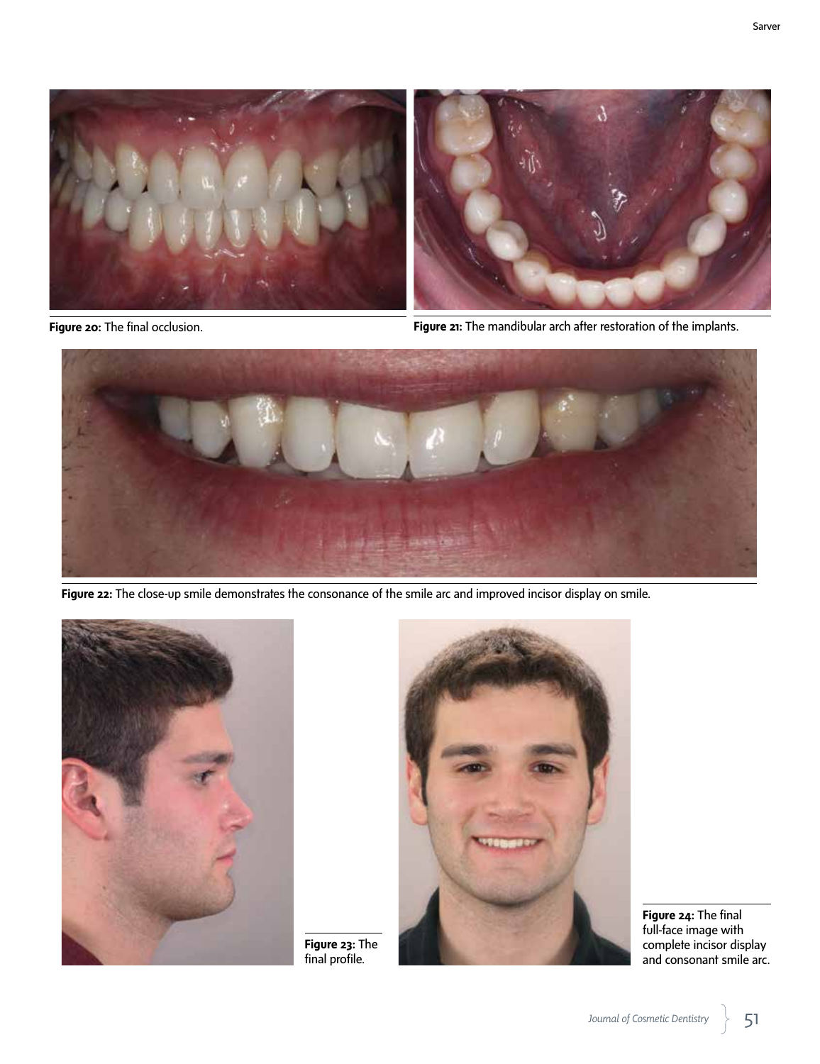**Figure 20:** The final occlusion.

**Figure 21:** The mandibular arch after restoration of the implants.

**Figure 22:** The close-up smile demonstrates the consonance of the smile arc and improved incisor display on smile.

**Figure 23:** The final profile.

**Figure 24:** The final full-face image with complete incisor display and consonant smile arc.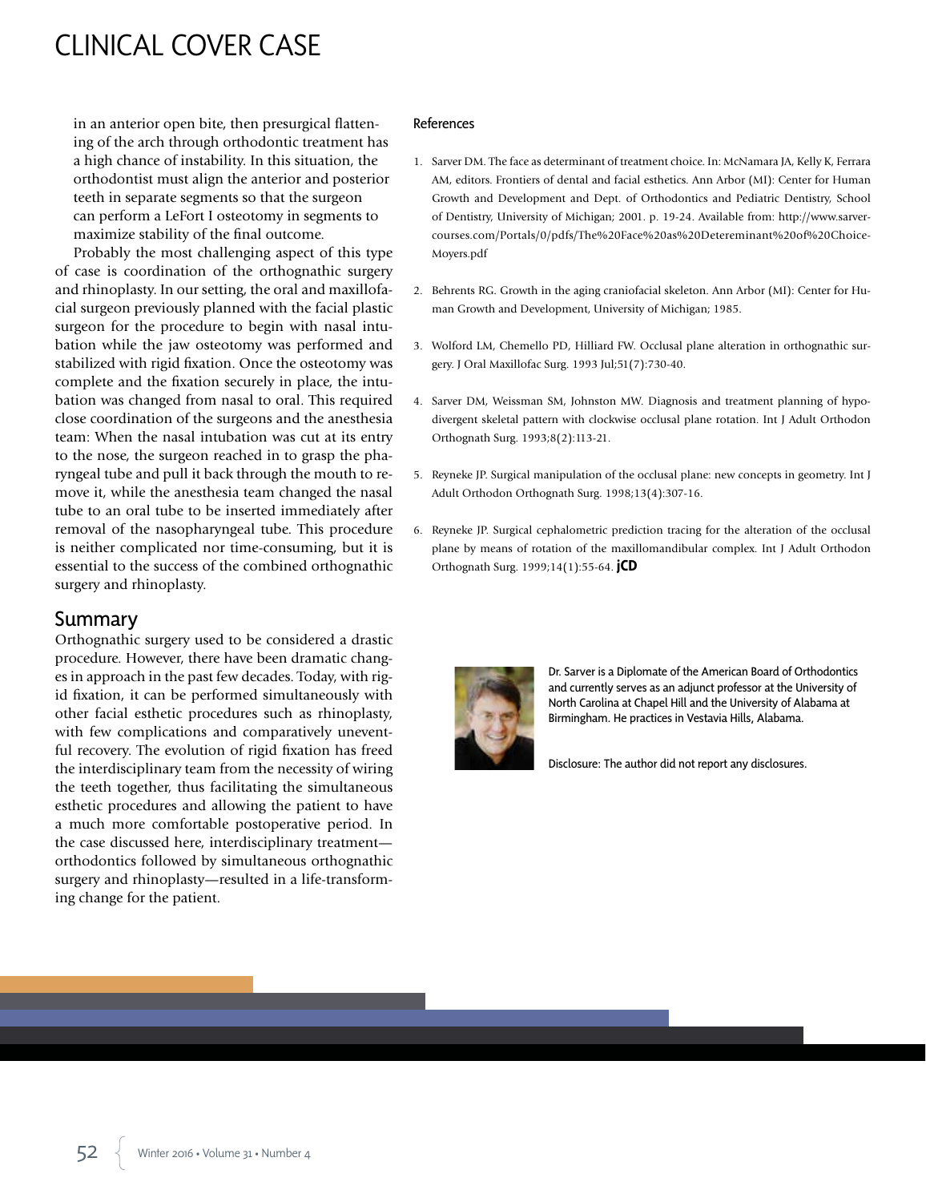in an anterior open bite, then presurgical flattening of the arch through orthodontic treatment has a high chance of instability. In this situation, the orthodontist must align the anterior and posterior teeth in separate segments so that the surgeon can perform a LeFort I osteotomy in segments to maximize stability of the final outcome.

Probably the most challenging aspect of this type of case is coordination of the orthognathic surgery and rhinoplasty. In our setting, the oral and maxillofacial surgeon previously planned with the facial plastic surgeon for the procedure to begin with nasal intubation while the jaw osteotomy was performed and stabilized with rigid fixation. Once the osteotomy was complete and the fixation securely in place, the intubation was changed from nasal to oral. This required close coordination of the surgeons and the anesthesia team: When the nasal intubation was cut at its entry to the nose, the surgeon reached in to grasp the pharyngeal tube and pull it back through the mouth to remove it, while the anesthesia team changed the nasal tube to an oral tube to be inserted immediately after removal of the nasopharyngeal tube. This procedure is neither complicated nor time-consuming, but it is essential to the success of the combined orthognathic surgery and rhinoplasty.

## Summary

Orthognathic surgery used to be considered a drastic procedure. However, there have been dramatic changes in approach in the past few decades. Today, with rigid fixation, it can be performed simultaneously with other facial esthetic procedures such as rhinoplasty, with few complications and comparatively uneventful recovery. The evolution of rigid fixation has freed the interdisciplinary team from the necessity of wiring the teeth together, thus facilitating the simultaneous esthetic procedures and allowing the patient to have a much more comfortable postoperative period. In the case discussed here, interdisciplinary treatment—orthodontics followed by simultaneous orthognathic surgery and rhinoplasty—resulted in a life-transforming change for the patient.

### References

1. Sarver DM. The face as determinant of treatment choice. In: McNamara JA, Kelly K, Ferrara AM, editors. Frontiers of dental and facial esthetics. Ann Arbor (MI): Center for Human Growth and Development and Dept. of Orthodontics and Pediatric Dentistry, School of Dentistry, University of Michigan; 2001. p. 19-24. Available from: http://www.sarver-courses.com/Portals/0/pdfs/The%20Face%20as%20Detereminant%20of%20Choice-Moyers.pdf
2. Behrents RG. Growth in the aging craniofacial skeleton. Ann Arbor (MI): Center for Human Growth and Development, University of Michigan; 1985.
3. Wolford LM, Chemello PD, Hilliard FW. Occlusal plane alteration in orthognathic surgery. J Oral Maxillofac Surg. 1993 Jul;51(7):730-40.
4. Sarver DM, Weissman SM, Johnston MW. Diagnosis and treatment planning of hypodivergent skeletal pattern with clockwise occlusal plane rotation. Int J Adult Orthodon Orthognath Surg. 1993;8(2):113-21.
5. Reyneke JP. Surgical manipulation of the occlusal plane: new concepts in geometry. Int J Adult Orthodon Orthognath Surg. 1998;13(4):307-16.
6. Reyneke JP. Surgical cephalometric prediction tracing for the alteration of the occlusal plane by means of rotation of the maxillomandibular complex. Int J Adult Orthodon Orthognath Surg. 1999;14(1):55-64. **jCD**

Dr. Sarver is a Diplomate of the American Board of Orthodontics and currently serves as an adjunct professor at the University of North Carolina at Chapel Hill and the University of Alabama at Birmingham. He practices in Vestavia Hills, Alabama.

Disclosure: The author did not report any disclosures.